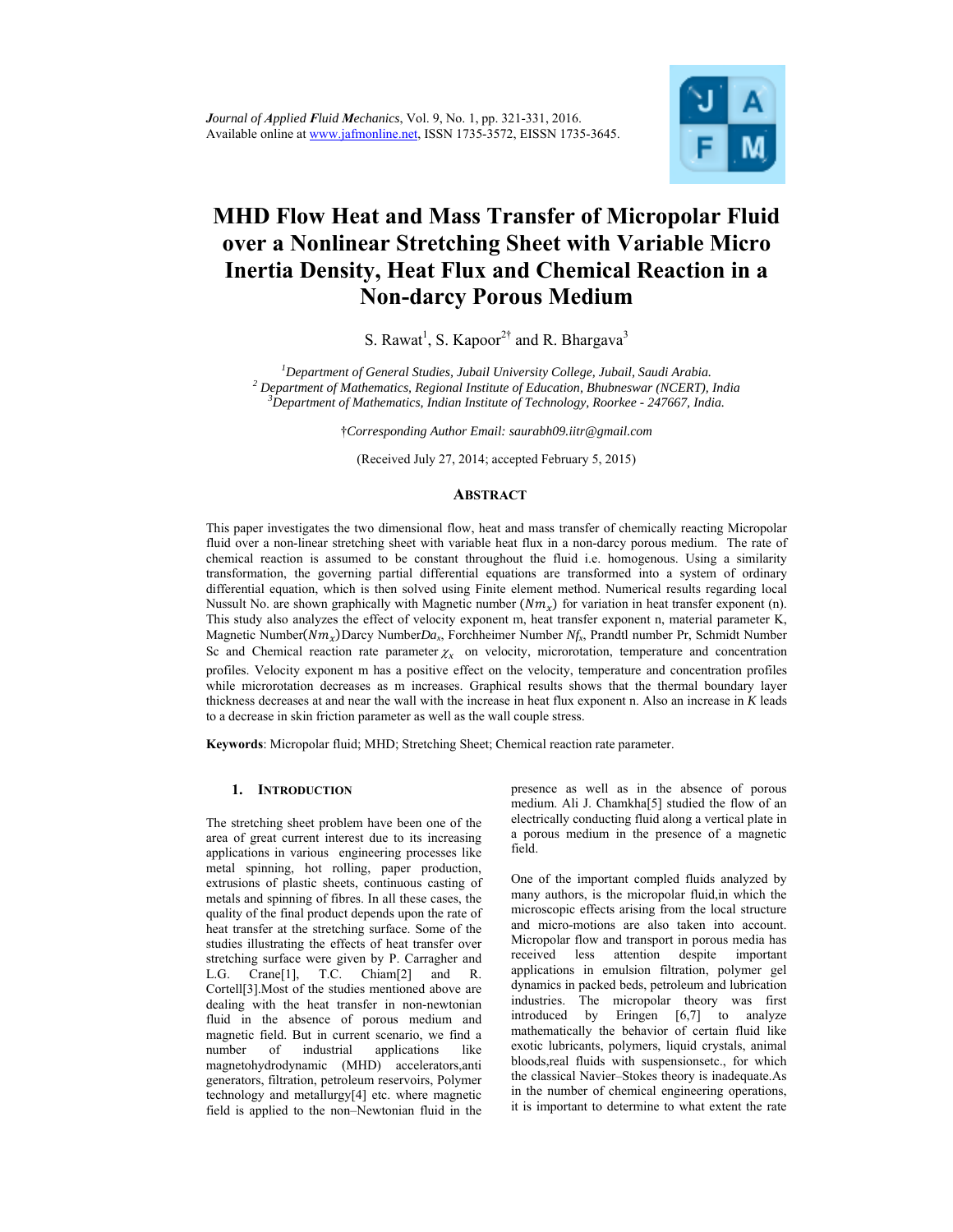*J*ournal of *A*pplied *F*luid *M*echanics, Vol. 9, No. 1, pp. 321-331, 2016.
Available online at www.jafmonline.net, ISSN 1735-3572, EISSN 1735-3645.

# MHD Flow Heat and Mass Transfer of Micropolar Fluid over a Nonlinear Stretching Sheet with Variable Micro Inertia Density, Heat Flux and Chemical Reaction in a Non-darcy Porous Medium

S. Rawat[1], S. Kapoor[2†] and R. Bhargava[3]

[1]*Department of General Studies, Jubail University College, Jubail, Saudi Arabia.*
[2] *Department of Mathematics, Regional Institute of Education, Bhubneswar (NCERT), India*
[3]*Department of Mathematics, Indian Institute of Technology, Roorkee - 247667, India.*

†*Corresponding Author Email: saurabh09.iitr@gmail.com*

(Received July 27, 2014; accepted February 5, 2015)

## ABSTRACT

This paper investigates the two dimensional flow, heat and mass transfer of chemically reacting Micropolar fluid over a non-linear stretching sheet with variable heat flux in a non-darcy porous medium. The rate of chemical reaction is assumed to be constant throughout the fluid i.e. homogenous. Using a similarity transformation, the governing partial differential equations are transformed into a system of ordinary differential equation, which is then solved using Finite element method. Numerical results regarding local Nussult No. are shown graphically with Magnetic number ($Nm_x$) for variation in heat transfer exponent (n). This study also analyzes the effect of velocity exponent m, heat transfer exponent n, material parameter K, Magnetic Number($Nm_x$) Darcy Number$Da_x$, Forchheimer Number $Nf_x$, Prandtl number Pr, Schmidt Number Sc and Chemical reaction rate parameter $\chi_x$ on velocity, microrotation, temperature and concentration profiles. Velocity exponent m has a positive effect on the velocity, temperature and concentration profiles while microrotation decreases as m increases. Graphical results shows that the thermal boundary layer thickness decreases at and near the wall with the increase in heat flux exponent n. Also an increase in *K* leads to a decrease in skin friction parameter as well as the wall couple stress.

**Keywords**: Micropolar fluid; MHD; Stretching Sheet; Chemical reaction rate parameter.

## 1. INTRODUCTION

The stretching sheet problem have been one of the area of great current interest due to its increasing applications in various engineering processes like metal spinning, hot rolling, paper production, extrusions of plastic sheets, continuous casting of metals and spinning of fibres. In all these cases, the quality of the final product depends upon the rate of heat transfer at the stretching surface. Some of the studies illustrating the effects of heat transfer over stretching surface were given by P. Carragher and L.G. Crane[1], T.C. Chiam[2] and R. Cortell[3].Most of the studies mentioned above are dealing with the heat transfer in non-newtonian fluid in the absence of porous medium and magnetic field. But in current scenario, we find a number of industrial applications like magnetohydrodynamic (MHD) accelerators,anti generators, filtration, petroleum reservoirs, Polymer technology and metallurgy[4] etc. where magnetic field is applied to the non–Newtonian fluid in the presence as well as in the absence of porous medium. Ali J. Chamkha[5] studied the flow of an electrically conducting fluid along a vertical plate in a porous medium in the presence of a magnetic field.

One of the important compled fluids analyzed by many authors, is the micropolar fluid,in which the microscopic effects arising from the local structure and micro-motions are also taken into account. Micropolar flow and transport in porous media has received less attention despite important applications in emulsion filtration, polymer gel dynamics in packed beds, petroleum and lubrication industries. The micropolar theory was first introduced by Eringen [6,7] to analyze mathematically the behavior of certain fluid like exotic lubricants, polymers, liquid crystals, animal bloods,real fluids with suspensionsetc., for which the classical Navier–Stokes theory is inadequate.As in the number of chemical engineering operations, it is important to determine to what extent the rate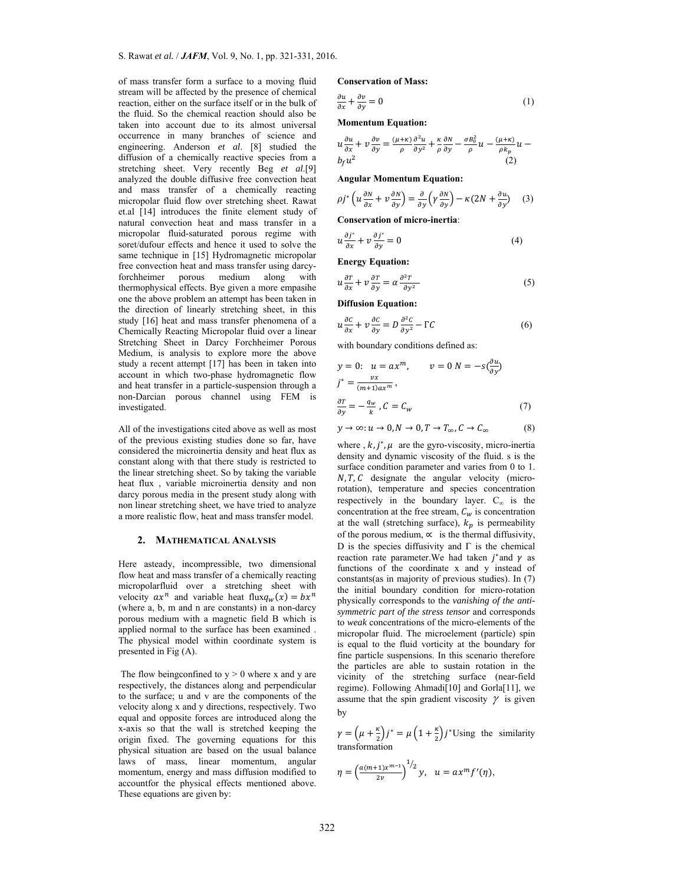of mass transfer form a surface to a moving fluid stream will be affected by the presence of chemical reaction, either on the surface itself or in the bulk of the fluid. So the chemical reaction should also be taken into account due to its almost universal occurrence in many branches of science and engineering. Anderson *et al*. [8] studied the diffusion of a chemically reactive species from a stretching sheet. Very recently Beg *et al*.[9] analyzed the double diffusive free convection heat and mass transfer of a chemically reacting micropolar fluid flow over stretching sheet. Rawat et.al [14] introduces the finite element study of natural convection heat and mass transfer in a micropolar fluid-saturated porous regime with soret/dufour effects and hence it used to solve the same technique in [15] Hydromagnetic micropolar free convection heat and mass transfer using darcy-forchheimer porous medium along with thermophysical effects. Bye given a more empasihe one the above problem an attempt has been taken in the direction of linearly stretching sheet, in this study [16] heat and mass transfer phenomena of a Chemically Reacting Micropolar fluid over a linear Stretching Sheet in Darcy Forchheimer Porous Medium, is analysis to explore more the above study a recent attempt [17] has been in taken into account in which two-phase hydromagnetic flow and heat transfer in a particle-suspension through a non-Darcian porous channel using FEM is investigated.

All of the investigations cited above as well as most of the previous existing studies done so far, have considered the microinertia density and heat flux as constant along with that there study is restricted to the linear stretching sheet. So by taking the variable heat flux , variable microinertia density and non darcy porous media in the present study along with non linear stretching sheet, we have tried to analyze a more realistic flow, heat and mass transfer model.

## 2. Mathematical Analysis

Here asteady, incompressible, two dimensional flow heat and mass transfer of a chemically reacting micropolarfluid over a stretching sheet with velocity $ax^n$ and variable heat flux$q_w(x) = bx^n$ (where a, b, m and n are constants) in a non-darcy porous medium with a magnetic field B which is applied normal to the surface has been examined . The physical model within coordinate system is presented in Fig (A).

The flow beingconfined to y > 0 where x and y are respectively, the distances along and perpendicular to the surface; u and v are the components of the velocity along x and y directions, respectively. Two equal and opposite forces are introduced along the x-axis so that the wall is stretched keeping the origin fixed. The governing equations for this physical situation are based on the usual balance laws of mass, linear momentum, angular momentum, energy and mass diffusion modified to accountfor the physical effects mentioned above. These equations are given by:

**Conservation of Mass:**

$$\frac{\partial u}{\partial x} + \frac{\partial v}{\partial y} = 0 \tag{1}$$

**Momentum Equation:**

$$u\frac{\partial u}{\partial x} + v\frac{\partial v}{\partial y} = \frac{(\mu+\kappa)}{\rho}\frac{\partial^2 u}{\partial y^2} + \frac{\kappa}{\rho}\frac{\partial N}{\partial y} - \frac{\sigma B_0^2}{\rho}u - \frac{(\mu+\kappa)}{\rho k_p}u - b_f u^2 \tag{2}$$

**Angular Momentum Equation:**

$$\rho j^*\left(u\frac{\partial N}{\partial x} + v\frac{\partial N}{\partial y}\right) = \frac{\partial}{\partial y}\left(\gamma\frac{\partial N}{\partial y}\right) - \kappa\left(2N + \frac{\partial u}{\partial y}\right) \tag{3}$$

**Conservation of micro-inertia**:

$$u\frac{\partial j^*}{\partial x} + v\frac{\partial j^*}{\partial y} = 0 \tag{4}$$

**Energy Equation:**

$$u\frac{\partial T}{\partial x} + v\frac{\partial T}{\partial y} = \alpha\frac{\partial^2 T}{\partial y^2} \tag{5}$$

**Diffusion Equation:**

$$u\frac{\partial C}{\partial x} + v\frac{\partial C}{\partial y} = D\frac{\partial^2 C}{\partial y^2} - \Gamma C \tag{6}$$

with boundary conditions defined as:

$$y = 0: \quad u = ax^m, \qquad v = 0\; N = -s\left(\frac{\partial u}{\partial y}\right)$$

$$j^* = \frac{\nu x}{(m+1)ax^m},$$

$$\frac{\partial T}{\partial y} = -\frac{q_w}{k}, C = C_w \tag{7}$$

$$y \to \infty: u \to 0, N \to 0, T \to T_\infty, C \to C_\infty \tag{8}$$

where , $k, j^*, \mu$ are the gyro-viscosity, micro-inertia density and dynamic viscosity of the fluid. s is the surface condition parameter and varies from 0 to 1. $N, T, C$ designate the angular velocity (micro-rotation), temperature and species concentration respectively in the boundary layer. $C_\infty$ is the concentration at the free stream, $C_w$ is concentration at the wall (stretching surface), $k_p$ is permeability of the porous medium, $\propto$ is the thermal diffusivity, D is the species diffusivity and $\Gamma$ is the chemical reaction rate parameter.We had taken $j^*$and $\gamma$ as functions of the coordinate x and y instead of constants(as in majority of previous studies). In (7) the initial boundary condition for micro-rotation physically corresponds to the *vanishing of the anti-symmetric part of the stress tensor* and corresponds to *weak* concentrations of the micro-elements of the micropolar fluid. The microelement (particle) spin is equal to the fluid vorticity at the boundary for fine particle suspensions. In this scenario therefore the particles are able to sustain rotation in the vicinity of the stretching surface (near-field regime). Following Ahmadi[10] and Gorla[11], we assume that the spin gradient viscosity $\gamma$ is given by

$\gamma = \left(\mu + \frac{\kappa}{2}\right)j^* = \mu\left(1 + \frac{\kappa}{2}\right)j^*$Using the similarity transformation

$$\eta = \left(\frac{a(m+1)x^{m-1}}{2\nu}\right)^{1/2} y, \quad u = ax^m f'(\eta),$$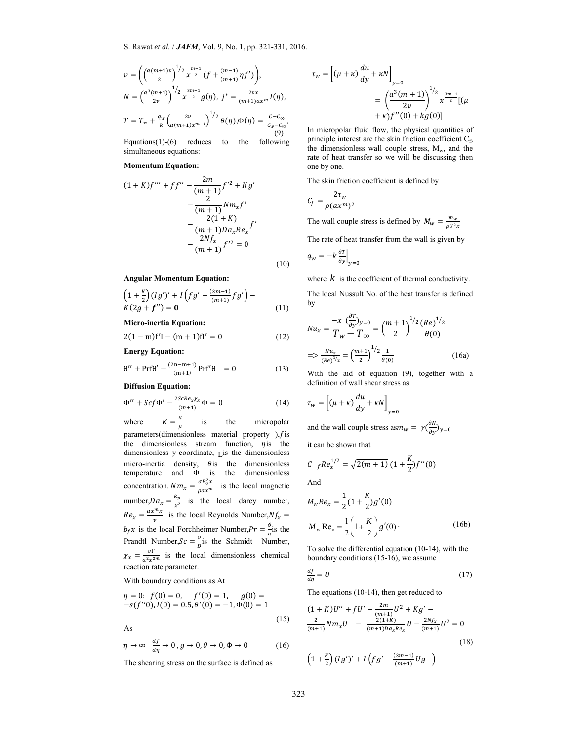$$v = \left( \left( \frac{a(m+1)v}{2} \right)^{1/2} x^{\frac{m-1}{2}} \left( f + \frac{(m-1)}{(m+1)} \eta f' \right) \right),$$

$$N = \left( \frac{a^3(m+1)}{2v} \right)^{1/2} x^{\frac{3m-1}{2}} g(\eta),\ j^* = \frac{2vx}{(m+1)ax^m} I(\eta),$$

$$T = T_\infty + \frac{q_w}{k} \left( \frac{2v}{a(m+1)x^{m-1}} \right)^{1/2} \theta(\eta), \Phi(\eta) = \frac{C - C_\infty}{C_w - C_\infty}, \tag{9}$$

Equations(1)-(6) reduces to the following simultaneous equations:

**Momentum Equation:**

$$(1+K)f''' + ff'' - \frac{2m}{(m+1)} f'^2 + Kg' - \frac{2}{(m+1)} Nm_x f' - \frac{2(1+K)}{(m+1)Da_x Re_x} f' - \frac{2Nf_x}{(m+1)} f'^2 = 0 \tag{10}$$

**Angular Momentum Equation:**

$$\left(1 + \frac{K}{2}\right)(Ig')' + I\left(fg' - \frac{(3m-1)}{(m+1)} fg'\right) - K(2g + \boldsymbol{f''}) = \boldsymbol{0} \tag{11}$$

**Micro-inertia Equation:**

$$2(1-m)f'I - (m+1)fI' = 0 \tag{12}$$

**Energy Equation:**

$$\theta'' + \Pr f\theta' - \frac{(2n-m+1)}{(m+1)} \Pr f'\theta = 0 \tag{13}$$

**Diffusion Equation:**

$$\Phi'' + Scf\Phi' - \frac{2ScRe_x\chi_x}{(m+1)} \Phi = 0 \tag{14}$$

where $K = \frac{\kappa}{\mu}$ is the micropolar parameters(dimensionless material property ),$f$ is the dimensionless stream function, $\eta$ is the dimensionless y-coordinate, I is the dimensionless micro-inertia density, $\theta$ is the dimensionless temperature and $\Phi$ is the dimensionless concentration. $Nm_x = \frac{\sigma B_0^2 x}{\rho a x^m}$ is the local magnetic number,$Da_x = \frac{k_p}{x^2}$ is the local darcy number, $Re_x = \frac{ax^m x}{v}$ is the local Reynolds Number,$Nf_x = b_f x$ is the local Forchheimer Number,$Pr = \frac{\vartheta}{\alpha}$ is the Prandtl Number,$Sc = \frac{v}{D}$ is the Schmidt Number, $\chi_x = \frac{v\Gamma}{a^2 x^{2m}}$ is the local dimensionless chemical reaction rate parameter.

With boundary conditions as At

$$\eta = 0:\ f(0) = 0, \quad f'(0) = 1, \quad g(0) = -s(f''0), I(0) = 0.5, \theta'(0) = -1, \Phi(0) = 1 \tag{15}$$

As

$$\eta \to \infty \quad \frac{df}{d\eta} \to 0, g \to 0, \theta \to 0, \Phi \to 0 \tag{16}$$

The shearing stress on the surface is defined as

$$\tau_w = \left[ (\mu + \kappa)\frac{du}{dy} + \kappa N \right]_{y=0} = \left( \frac{a^3(m+1)}{2v} \right)^{1/2} x^{\frac{3m-1}{2}} [(\mu + \kappa) f''(0) + kg(0)]$$

In micropolar fluid flow, the physical quantities of principle interest are the skin friction coefficient $C_f$, the dimensionless wall couple stress, $M_w$, and the rate of heat transfer so we will be discussing then one by one.

The skin friction coefficient is defined by

$$C_f = \frac{2\tau_w}{\rho(ax^m)^2}$$

The wall couple stress is defined by $M_w = \frac{m_w}{\rho U^2 x}$

The rate of heat transfer from the wall is given by

$$q_w = -k \frac{\partial T}{\partial y}\Big|_{y=0}$$

where $k$ is the coefficient of thermal conductivity.

The local Nussult No. of the heat transfer is defined by

$$Nu_x = \frac{-x\ (\frac{\partial T}{\partial y})_{y=0}}{T_w - T_\infty} = \left( \frac{m+1}{2} \right)^{1/2} \frac{(Re)^{1/2}}{\theta(0)}$$

$$\Rightarrow \frac{Nu_x}{(Re)^{1/2}} = \left( \frac{m+1}{2} \right)^{1/2} \frac{1}{\theta(0)} \tag{16a}$$

With the aid of equation (9), together with a definition of wall shear stress as

$$\tau_w = \left[ (\mu + \kappa)\frac{du}{dy} + \kappa N \right]_{y=0}$$

and the wall couple stress as $m_w = \gamma(\frac{\partial N}{\partial y})_{y=0}$

it can be shown that

$$C_f Re_x^{1/2} = \sqrt{2(m+1)}\,(1 + \frac{K}{2}) f''(0)$$

And

$$M_w Re_x = \frac{1}{2}(1 + \frac{K}{2}) g'(0)$$

$$M_w \mathrm{Re}_x = \frac{1}{2}\left(1 + \frac{K}{2}\right) g'(0)\,. \tag{16b}$$

To solve the differential equation (10-14), with the boundary conditions (15-16), we assume

$$\frac{df}{d\eta} = U \tag{17}$$

The equations (10-14), then get reduced to

$$(1+K)U'' + fU' - \frac{2m}{(m+1)} U^2 + Kg' - \frac{2}{(m+1)} Nm_x U \; - \; \frac{2(1+K)}{(m+1)Da_x Re_x} U - \frac{2Nf_x}{(m+1)} U^2 = 0 \tag{18}$$

$$\left(1 + \frac{K}{2}\right)(Ig')' + I\left(fg' - \frac{(3m-1)}{(m+1)} Ug \;\right) -$$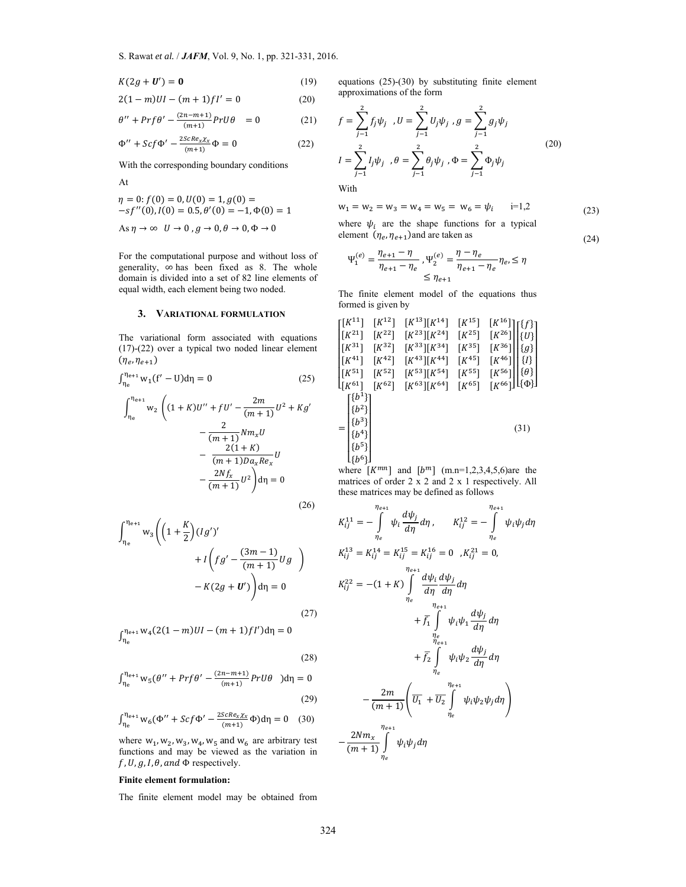$$K(2g + \boldsymbol{U'}) = \boldsymbol{0} \tag{19}$$

$$2(1-m)UI - (m+1)fI' = 0 \tag{20}$$

$$\theta'' + Prf\theta' - \frac{(2n-m+1)}{(m+1)}PrU\theta \quad = 0 \tag{21}$$

$$\Phi'' + Scf\Phi' - \frac{2ScRe_x\chi_x}{(m+1)}\Phi = 0 \tag{22}$$

With the corresponding boundary conditions

At

$\eta = 0$: $f(0) = 0, U(0) = 1, g(0) = -sf''(0), I(0) = 0.5, \theta'(0) = -1, \Phi(0) = 1$

As $\eta \to \infty \quad U \to 0\ , g \to 0, \theta \to 0, \Phi \to 0$

For the computational purpose and without loss of generality, $\infty$ has been fixed as 8. The whole domain is divided into a set of 82 line elements of equal width, each element being two noded.

## 3. VARIATIONAL FORMULATION

The variational form associated with equations (17)-(22) over a typical two noded linear element $(\eta_e, \eta_{e+1})$

$$\int_{\eta_e}^{\eta_{e+1}} w_1(f' - U)d\eta = 0 \tag{25}$$

$$\int_{\eta_e}^{\eta_{e+1}} w_2 \left((1+K)U'' + fU' - \frac{2m}{(m+1)}U^2 + Kg' - \frac{2}{(m+1)}Nm_xU - \frac{2(1+K)}{(m+1)Da_xRe_x}U - \frac{2Nf_x}{(m+1)}U^2\right)d\eta = 0 \tag{26}$$

$$\int_{\eta_e}^{\eta_{e+1}} w_3 \left(\left(1+\frac{K}{2}\right)(Ig')' + I\left(fg' - \frac{(3m-1)}{(m+1)}Ug\right) - K(2g + \boldsymbol{U'})\right)d\eta = 0 \tag{27}$$

$$\int_{\eta_e}^{\eta_{e+1}} w_4(2(1-m)UI - (m+1)fI')d\eta = 0 \tag{28}$$

$$\int_{\eta_e}^{\eta_{e+1}} w_5(\theta'' + Prf\theta' - \frac{(2n-m+1)}{(m+1)}PrU\theta \quad )d\eta = 0 \tag{29}$$

$$\int_{\eta_e}^{\eta_{e+1}} w_6(\Phi'' + Scf\Phi' - \frac{2ScRe_x\chi_x}{(m+1)}\Phi)d\eta = 0 \tag{30}$$

where $w_1, w_2, w_3, w_4, w_5$ and $w_6$ are arbitrary test functions and may be viewed as the variation in $f, U, g, I, \theta, and\ \Phi$ respectively.

**Finite element formulation:**

The finite element model may be obtained from equations (25)-(30) by substituting finite element approximations of the form

$$f = \sum_{j-1}^{2} f_j\psi_j \ \ , U = \sum_{j-1}^{2} U_j\psi_j \ , g = \sum_{j-1}^{2} g_j\psi_j$$
$$I = \sum_{j-1}^{2} I_j\psi_j \ \ , \theta = \sum_{j-1}^{2} \theta_j\psi_j \ , \Phi = \sum_{j-1}^{2} \Phi_j\psi_j \tag{20}$$

With

$$w_1 = w_2 = w_3 = w_4 = w_5 = w_6 = \psi_i \qquad i=1,2 \tag{23}$$

where $\psi_i$ are the shape functions for a typical element $(\eta_e, \eta_{e+1})$ and are taken as

$$\Psi_1^{(e)} = \frac{\eta_{e+1} - \eta}{\eta_{e+1} - \eta_e}\ , \Psi_2^{(e)} = \frac{\eta - \eta_e}{\eta_{e+1} - \eta_e}\eta_e, \leq \eta \leq \eta_{e+1} \tag{24}$$

The finite element model of the equations thus formed is given by

$$\begin{bmatrix} [K^{11}] & [K^{12}] & [K^{13}] & [K^{14}] & [K^{15}] & [K^{16}] \\ [K^{21}] & [K^{22}] & [K^{23}] & [K^{24}] & [K^{25}] & [K^{26}] \\ [K^{31}] & [K^{32}] & [K^{33}] & [K^{34}] & [K^{35}] & [K^{36}] \\ [K^{41}] & [K^{42}] & [K^{43}] & [K^{44}] & [K^{45}] & [K^{46}] \\ [K^{51}] & [K^{52}] & [K^{53}] & [K^{54}] & [K^{55}] & [K^{56}] \\ [K^{61}] & [K^{62}] & [K^{63}] & [K^{64}] & [K^{65}] & [K^{66}] \end{bmatrix} \begin{bmatrix} \{f\} \\ \{U\} \\ \{g\} \\ \{I\} \\ \{\theta\} \\ \{\Phi\} \end{bmatrix} = \begin{bmatrix} \{b^1\} \\ \{b^2\} \\ \{b^3\} \\ \{b^4\} \\ \{b^5\} \\ \{b^6\} \end{bmatrix} \tag{31}$$

where $[K^{mn}]$ and $[b^m]$ (m.n=1,2,3,4,5,6)are the matrices of order 2 x 2 and 2 x 1 respectively. All these matrices may be defined as follows

$$K_{ij}^{11} = -\int_{\eta_e}^{\eta_{e+1}} \psi_i \frac{d\psi_j}{d\eta}d\eta, \qquad K_{ij}^{12} = -\int_{\eta_e}^{\eta_{e+1}} \psi_i\psi_j d\eta$$

$$K_{ij}^{13} = K_{ij}^{14} = K_{ij}^{15} = K_{ij}^{16} = 0 \ \ ,K_{ij}^{21} = 0,$$

$$K_{ij}^{22} = -(1+K)\int_{\eta_e}^{\eta_{e+1}} \frac{d\psi_i}{d\eta}\frac{d\psi_j}{d\eta}d\eta + \overline{f_1}\int_{\eta_e}^{\eta_{e+1}} \psi_i\psi_1\frac{d\psi_j}{d\eta}d\eta + \overline{f_2}\int_{\eta_e}^{\eta_{e+1}} \psi_i\psi_2\frac{d\psi_j}{d\eta}d\eta - \frac{2m}{(m+1)}\left(\overline{U_1} + \overline{U_2}\int_{\eta_e}^{\eta_{e+1}} \psi_i\psi_2\psi_j d\eta\right) - \frac{2Nm_x}{(m+1)}\int_{\eta_e}^{\eta_{e+1}} \psi_i\psi_j d\eta$$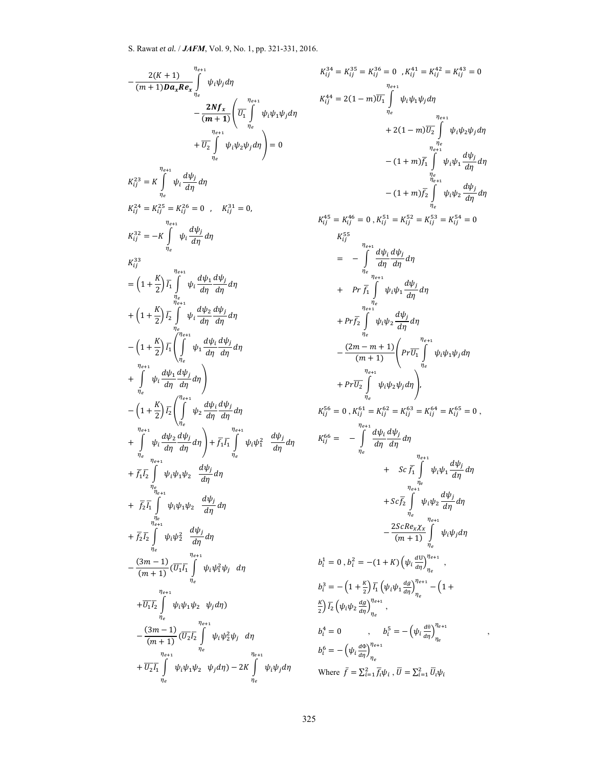$$-\frac{2(K+1)}{(m+1)\boldsymbol{Da_x Re_x}}\int_{\eta_e}^{\eta_{e+1}} \psi_i\psi_j d\eta - \frac{\boldsymbol{2Nf_x}}{\boldsymbol{(m+1)}}\left(\overline{U_1}\int_{\eta_e}^{\eta_{e+1}} \psi_i\psi_1\psi_j d\eta + \overline{U_2}\int_{\eta_e}^{\eta_{e+1}} \psi_i\psi_2\psi_j d\eta\right) = 0$$

$$K_{ij}^{23} = K\int_{\eta_e}^{\eta_{e+1}} \psi_i \frac{d\psi_j}{d\eta} d\eta$$

$$K_{ij}^{24} = K_{ij}^{25} = K_{ij}^{26} = 0 \quad , \quad K_{ij}^{31} = 0,$$

$$K_{ij}^{32} = -K\int_{\eta_e}^{\eta_{e+1}} \psi_i \frac{d\psi_j}{d\eta} d\eta$$

$$\begin{aligned}
K_{ij}^{33} &= \left(1+\frac{K}{2}\right)\overline{I_1}\int_{\eta_e}^{\eta_{e+1}} \psi_i \frac{d\psi_1}{d\eta}\frac{d\psi_j}{d\eta} d\eta + \left(1+\frac{K}{2}\right)\overline{I_2}\int_{\eta_e}^{\eta_{e+1}} \psi_i \frac{d\psi_2}{d\eta}\frac{d\psi_j}{d\eta} d\eta \\
&- \left(1+\frac{K}{2}\right)\overline{I_1}\left(\int_{\eta_e}^{\eta_{e+1}} \psi_1 \frac{d\psi_i}{d\eta}\frac{d\psi_j}{d\eta} d\eta + \int_{\eta_e}^{\eta_{e+1}} \psi_i \frac{d\psi_1}{d\eta}\frac{d\psi_j}{d\eta} d\eta\right) \\
&- \left(1+\frac{K}{2}\right)\overline{I_2}\left(\int_{\eta_e}^{\eta_{e+1}} \psi_2 \frac{d\psi_i}{d\eta}\frac{d\psi_j}{d\eta} d\eta + \int_{\eta_e}^{\eta_{e+1}} \psi_i \frac{d\psi_2}{d\eta}\frac{d\psi_j}{d\eta} d\eta\right) + \overline{f_1}\overline{I_1}\int_{\eta_e}^{\eta_{e+1}} \psi_i\psi_1^2 \frac{d\psi_j}{d\eta} d\eta \\
&+ \overline{f_1}\overline{I_2}\int_{\eta_e}^{\eta_{e+1}} \psi_i\psi_1\psi_2 \frac{d\psi_j}{d\eta} d\eta + \overline{f_2}\overline{I_1}\int_{\eta_e}^{\eta_{e+1}} \psi_i\psi_1\psi_2 \frac{d\psi_j}{d\eta} d\eta + \overline{f_2}\overline{I_2}\int_{\eta_e}^{\eta_{e+1}} \psi_i\psi_2^2 \frac{d\psi_j}{d\eta} d\eta \\
&- \frac{(3m-1)}{(m+1)}\left(\overline{U_1}\overline{I_1}\int_{\eta_e}^{\eta_{e+1}} \psi_i\psi_1^2\psi_j\, d\eta + \overline{U_1}\overline{I_2}\int_{\eta_e}^{\eta_{e+1}} \psi_i\psi_1\psi_2\, \psi_j d\eta\right) \\
&- \frac{(3m-1)}{(m+1)}\left(\overline{U_2}\overline{I_2}\int_{\eta_e}^{\eta_{e+1}} \psi_i\psi_2^2\psi_j\, d\eta + \overline{U_2}\overline{I_1}\int_{\eta_e}^{\eta_{e+1}} \psi_i\psi_1\psi_2\, \psi_j d\eta\right) - 2K\int_{\eta_e}^{\eta_{e+1}} \psi_i\psi_j d\eta
\end{aligned}$$

$$K_{ij}^{34} = K_{ij}^{35} = K_{ij}^{36} = 0 \ , K_{ij}^{41} = K_{ij}^{42} = K_{ij}^{43} = 0$$

$$\begin{aligned}
K_{ij}^{44} &= 2(1-m)\overline{U_1}\int_{\eta_e}^{\eta_{e+1}} \psi_i\psi_1\psi_j d\eta + 2(1-m)\overline{U_2}\int_{\eta_e}^{\eta_{e+1}} \psi_i\psi_2\psi_j d\eta \\
&- (1+m)\overline{f_1}\int_{\eta_e}^{\eta_{e+1}} \psi_i\psi_1 \frac{d\psi_j}{d\eta} d\eta - (1+m)\overline{f_2}\int_{\eta_e}^{\eta_{e+1}} \psi_i\psi_2 \frac{d\psi_j}{d\eta} d\eta
\end{aligned}$$

$$K_{ij}^{45} = K_{ij}^{46} = 0 \ , K_{ij}^{51} = K_{ij}^{52} = K_{ij}^{53} = K_{ij}^{54} = 0$$

$$\begin{aligned}
K_{ij}^{55} &= -\int_{\eta_e}^{\eta_{e+1}} \frac{d\psi_i}{d\eta}\frac{d\psi_j}{d\eta} d\eta + Pr\,\overline{f_1}\int_{\eta_e}^{\eta_{e+1}} \psi_i\psi_1 \frac{d\psi_j}{d\eta} d\eta + Pr\overline{f_2}\int_{\eta_e}^{\eta_{e+1}} \psi_i\psi_2 \frac{d\psi_j}{d\eta} d\eta \\
&- \frac{(2m-m+1)}{(m+1)}\left(Pr\overline{U_1}\int_{\eta_e}^{\eta_{e+1}} \psi_i\psi_1\psi_j d\eta + Pr\overline{U_2}\int_{\eta_e}^{\eta_{e+1}} \psi_i\psi_2\psi_j d\eta\right),
\end{aligned}$$

$$K_{ij}^{56} = 0 \ , K_{ij}^{61} = K_{ij}^{62} = K_{ij}^{63} = K_{ij}^{64} = K_{ij}^{65} = 0 \ ,$$

$$\begin{aligned}
K_{ij}^{66} &= -\int_{\eta_e}^{\eta_{e+1}} \frac{d\psi_i}{d\eta}\frac{d\psi_j}{d\eta} d\eta + Sc\,\overline{f_1}\int_{\eta_e}^{\eta_{e+1}} \psi_i\psi_1 \frac{d\psi_j}{d\eta} d\eta + Sc\overline{f_2}\int_{\eta_e}^{\eta_{e+1}} \psi_i\psi_2 \frac{d\psi_j}{d\eta} d\eta \\
&- \frac{2ScRe_x\chi_x}{(m+1)}\int_{\eta_e}^{\eta_{e+1}} \psi_i\psi_j d\eta
\end{aligned}$$

$$b_i^1 = 0 \ , b_i^2 = -(1+K)\left(\psi_i \frac{dU}{d\eta}\right)_{\eta_e}^{\eta_{e+1}} \ ,$$

$$b_i^3 = -\left(1+\frac{K}{2}\right)\overline{I_1}\left(\psi_i\psi_1 \frac{dg}{d\eta}\right)_{\eta_e}^{\eta_{e+1}} - \left(1+\frac{K}{2}\right)\overline{I_2}\left(\psi_i\psi_2 \frac{dg}{d\eta}\right)_{\eta_e}^{\eta_{e+1}} \ ,$$

$$b_i^4 = 0 \qquad , \qquad b_i^5 = -\left(\psi_i \frac{d\theta}{d\eta}\right)_{\eta_e}^{\eta_{e+1}} \ ,$$

$$b_i^6 = -\left(\psi_i \frac{d\Phi}{d\eta}\right)_{\eta_e}^{\eta_{e+1}}$$

Where $\bar{f} = \sum_{i=1}^{2} \overline{f_i}\psi_i \ , \overline{U} = \sum_{i=1}^{2} \overline{U_i}\psi_i$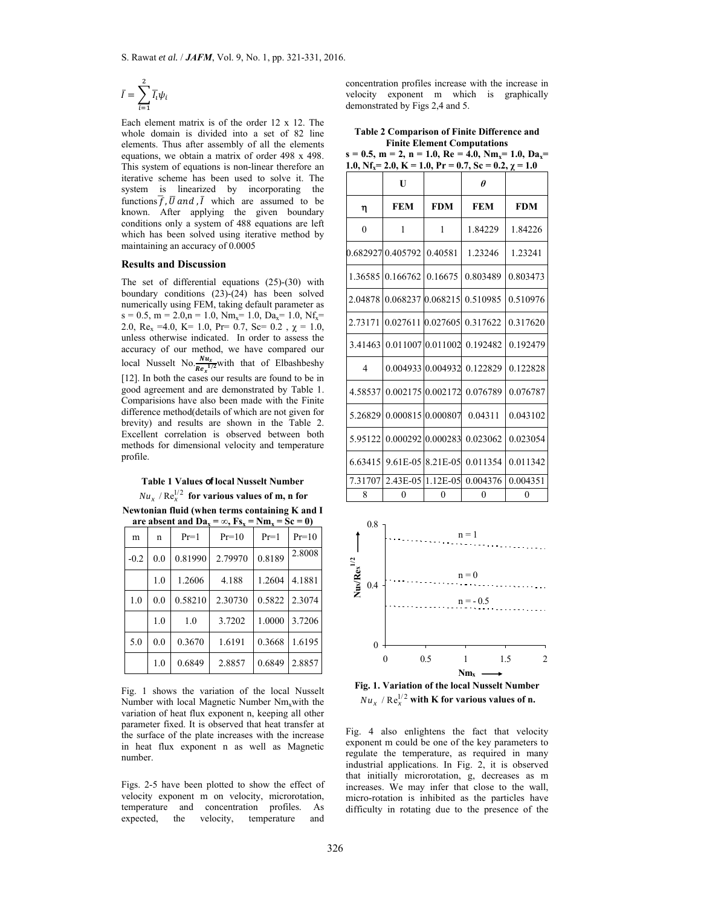$$\bar{I} = \sum_{i=1}^{2} \bar{I}_i \psi_i$$

Each element matrix is of the order 12 x 12. The whole domain is divided into a set of 82 line elements. Thus after assembly of all the elements equations, we obtain a matrix of order 498 x 498. This system of equations is non-linear therefore an iterative scheme has been used to solve it. The system is linearized by incorporating the functions $\bar{f}, \bar{U}$ and, $\bar{I}$ which are assumed to be known. After applying the given boundary conditions only a system of 488 equations are left which has been solved using iterative method by maintaining an accuracy of 0.0005

## Results and Discussion

The set of differential equations (25)-(30) with boundary conditions (23)-(24) has been solved numerically using FEM, taking default parameter as s = 0.5, m = 2.0,n = 1.0, $Nm_x$= 1.0, $Da_x$= 1.0, $Nf_x$= 2.0, $Re_x$ =4.0, K= 1.0, Pr= 0.7, Sc= 0.2 , $\chi$ = 1.0, unless otherwise indicated. In order to assess the accuracy of our method, we have compared our local Nusselt No. $\frac{Nu_x}{Re_x^{1/2}}$ with that of Elbashbeshy [12]. In both the cases our results are found to be in good agreement and are demonstrated by Table 1. Comparisions have also been made with the Finite difference method(details of which are not given for brevity) and results are shown in the Table 2. Excellent correlation is observed between both methods for dimensional velocity and temperature profile.

**Table 1 Values of local Nusselt Number $Nu_x / \mathrm{Re}_x^{1/2}$ for various values of m, n for Newtonian fluid (when terms containing K and I are absent and $Da_x = \infty$, $Fs_x = Nm_x = Sc = 0$)**

| m | n | Pr=1 | Pr=10 | Pr=1 | Pr=10 |
|---|---|---|---|---|---|
| -0.2 | 0.0 | 0.81990 | 2.79970 | 0.8189 | 2.8008 |
| | 1.0 | 1.2606 | 4.188 | 1.2604 | 4.1881 |
| 1.0 | 0.0 | 0.58210 | 2.30730 | 0.5822 | 2.3074 |
| | 1.0 | 1.0 | 3.7202 | 1.0000 | 3.7206 |
| 5.0 | 0.0 | 0.3670 | 1.6191 | 0.3668 | 1.6195 |
| | 1.0 | 0.6849 | 2.8857 | 0.6849 | 2.8857 |

Fig. 1 shows the variation of the local Nusselt Number with local Magnetic Number $Nm_x$ with the variation of heat flux exponent n, keeping all other parameter fixed. It is observed that heat transfer at the surface of the plate increases with the increase in heat flux exponent n as well as Magnetic number.

Figs. 2-5 have been plotted to show the effect of velocity exponent m on velocity, microrotation, temperature and concentration profiles. As expected, the velocity, temperature and concentration profiles increase with the increase in velocity exponent m which is graphically demonstrated by Figs 2,4 and 5.

**Table 2 Comparison of Finite Difference and Finite Element Computations**
**s = 0.5, m = 2, n = 1.0, Re = 4.0, $Nm_x$= 1.0, $Da_x$= 1.0, $Nf_x$= 2.0, K = 1.0, Pr = 0.7, Sc = 0.2, $\chi$ = 1.0**

| | U | | $\theta$ | |
|---|---|---|---|---|
| η | FEM | FDM | FEM | FDM |
| 0 | 1 | 1 | 1.84229 | 1.84226 |
| 0.682927 | 0.405792 | 0.40581 | 1.23246 | 1.23241 |
| 1.36585 | 0.166762 | 0.16675 | 0.803489 | 0.803473 |
| 2.04878 | 0.068237 | 0.068215 | 0.510985 | 0.510976 |
| 2.73171 | 0.027611 | 0.027605 | 0.317622 | 0.317620 |
| 3.41463 | 0.011007 | 0.011002 | 0.192482 | 0.192479 |
| 4 | 0.004933 | 0.004932 | 0.122829 | 0.122828 |
| 4.58537 | 0.002175 | 0.002172 | 0.076789 | 0.076787 |
| 5.26829 | 0.000815 | 0.000807 | 0.04311 | 0.043102 |
| 5.95122 | 0.000292 | 0.000283 | 0.023062 | 0.023054 |
| 6.63415 | 9.61E-05 | 8.21E-05 | 0.011354 | 0.011342 |
| 7.31707 | 2.43E-05 | 1.12E-05 | 0.004376 | 0.004351 |
| 8 | 0 | 0 | 0 | 0 |

**Fig. 1. Variation of the local Nusselt Number $Nu_x / \mathrm{Re}_x^{1/2}$ with K for various values of n.**

Fig. 4 also enlightens the fact that velocity exponent m could be one of the key parameters to regulate the temperature, as required in many industrial applications. In Fig. 2, it is observed that initially microrotation, g, decreases as m increases. We may infer that close to the wall, micro-rotation is inhibited as the particles have difficulty in rotating due to the presence of the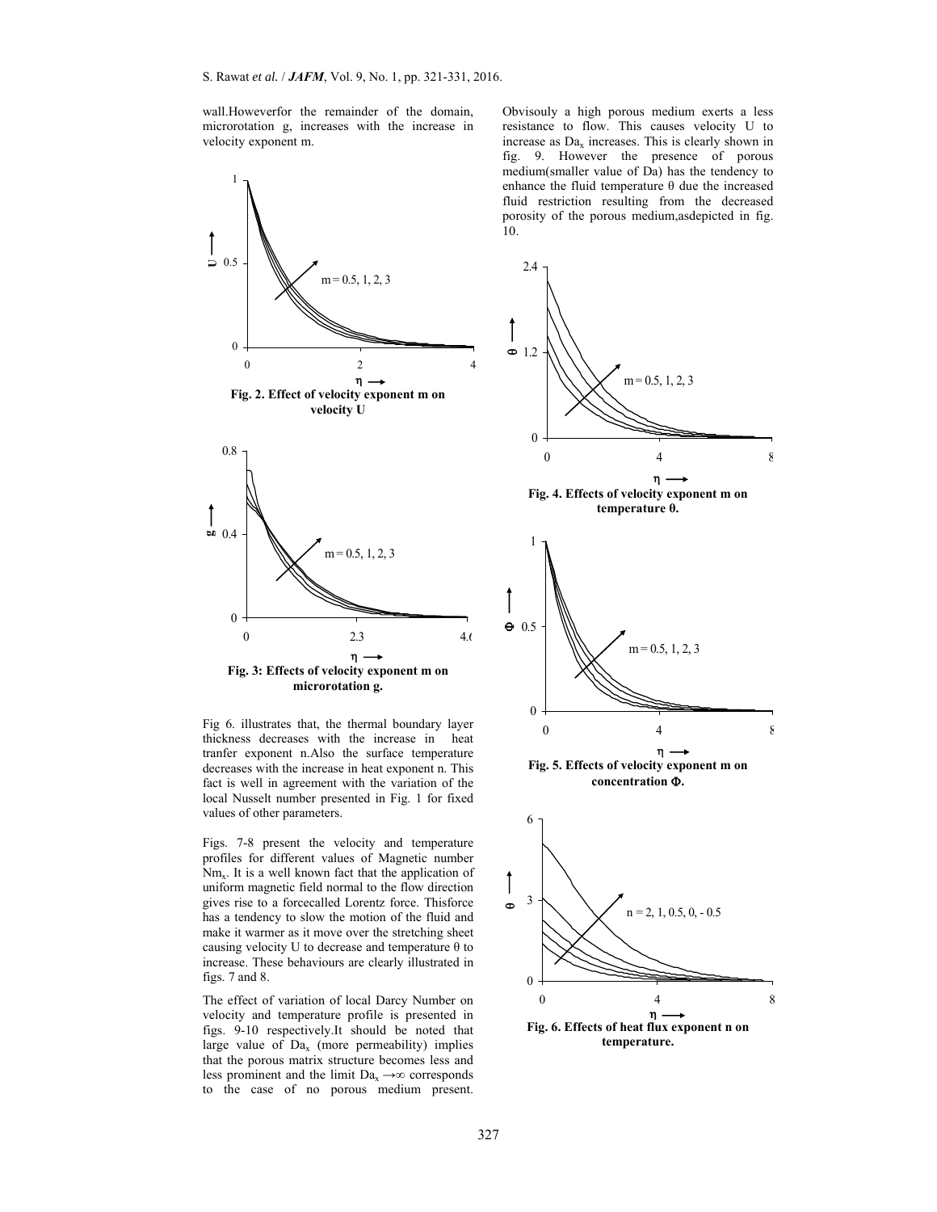wall.Howeverfor the remainder of the domain, microrotation g, increases with the increase in velocity exponent m.

**Fig. 2. Effect of velocity exponent m on velocity U**

**Fig. 3: Effects of velocity exponent m on microrotation g.**

Fig 6. illustrates that, the thermal boundary layer thickness decreases with the increase in heat tranfer exponent n.Also the surface temperature decreases with the increase in heat exponent n. This fact is well in agreement with the variation of the local Nusselt number presented in Fig. 1 for fixed values of other parameters.

Figs. 7-8 present the velocity and temperature profiles for different values of Magnetic number $Nm_x$. It is a well known fact that the application of uniform magnetic field normal to the flow direction gives rise to a forcecalled Lorentz force. Thisforce has a tendency to slow the motion of the fluid and make it warmer as it move over the stretching sheet causing velocity U to decrease and temperature θ to increase. These behaviours are clearly illustrated in figs. 7 and 8.

The effect of variation of local Darcy Number on velocity and temperature profile is presented in figs. 9-10 respectively.It should be noted that large value of $Da_x$ (more permeability) implies that the porous matrix structure becomes less and less prominent and the limit $Da_x \rightarrow \infty$ corresponds to the case of no porous medium present. Obvisouly a high porous medium exerts a less resistance to flow. This causes velocity U to increase as $Da_x$ increases. This is clearly shown in fig. 9. However the presence of porous medium(smaller value of Da) has the tendency to enhance the fluid temperature θ due the increased fluid restriction resulting from the decreased porosity of the porous medium,asdepicted in fig. 10.

**Fig. 4. Effects of velocity exponent m on temperature θ.**

**Fig. 5. Effects of velocity exponent m on concentration Φ.**

**Fig. 6. Effects of heat flux exponent n on temperature.**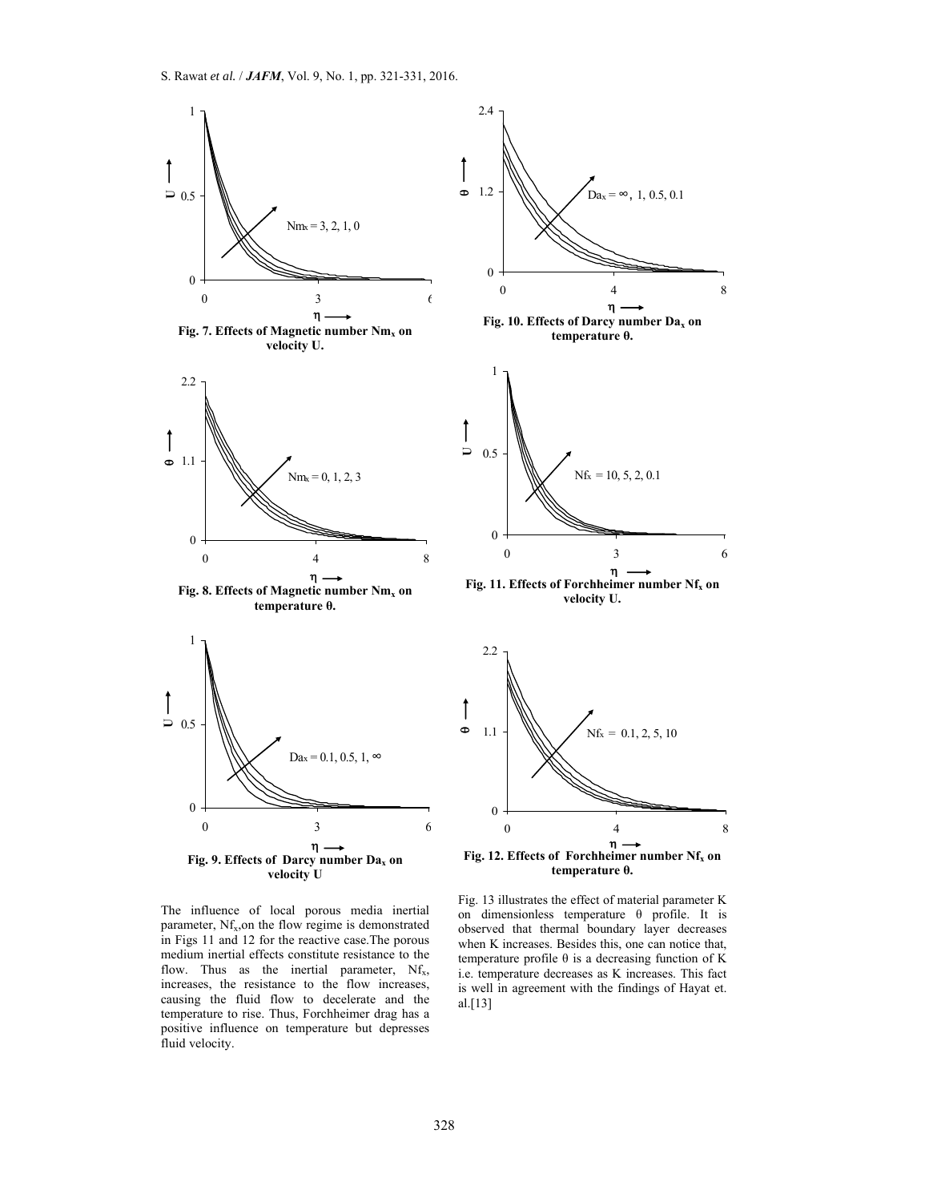Fig. 7. Effects of Magnetic number $Nm_x$ on velocity U.

Fig. 8. Effects of Magnetic number $Nm_x$ on temperature θ.

Fig. 9. Effects of Darcy number $Da_x$ on velocity U

Fig. 10. Effects of Darcy number $Da_x$ on temperature θ.

Fig. 11. Effects of Forchheimer number $Nf_x$ on velocity U.

Fig. 12. Effects of Forchheimer number $Nf_x$ on temperature θ.

The influence of local porous media inertial parameter, $Nf_x$,on the flow regime is demonstrated in Figs 11 and 12 for the reactive case.The porous medium inertial effects constitute resistance to the flow. Thus as the inertial parameter, $Nf_x$, increases, the resistance to the flow increases, causing the fluid flow to decelerate and the temperature to rise. Thus, Forchheimer drag has a positive influence on temperature but depresses fluid velocity.

Fig. 13 illustrates the effect of material parameter K on dimensionless temperature θ profile. It is observed that thermal boundary layer decreases when K increases. Besides this, one can notice that, temperature profile θ is a decreasing function of K i.e. temperature decreases as K increases. This fact is well in agreement with the findings of Hayat et. al.[13]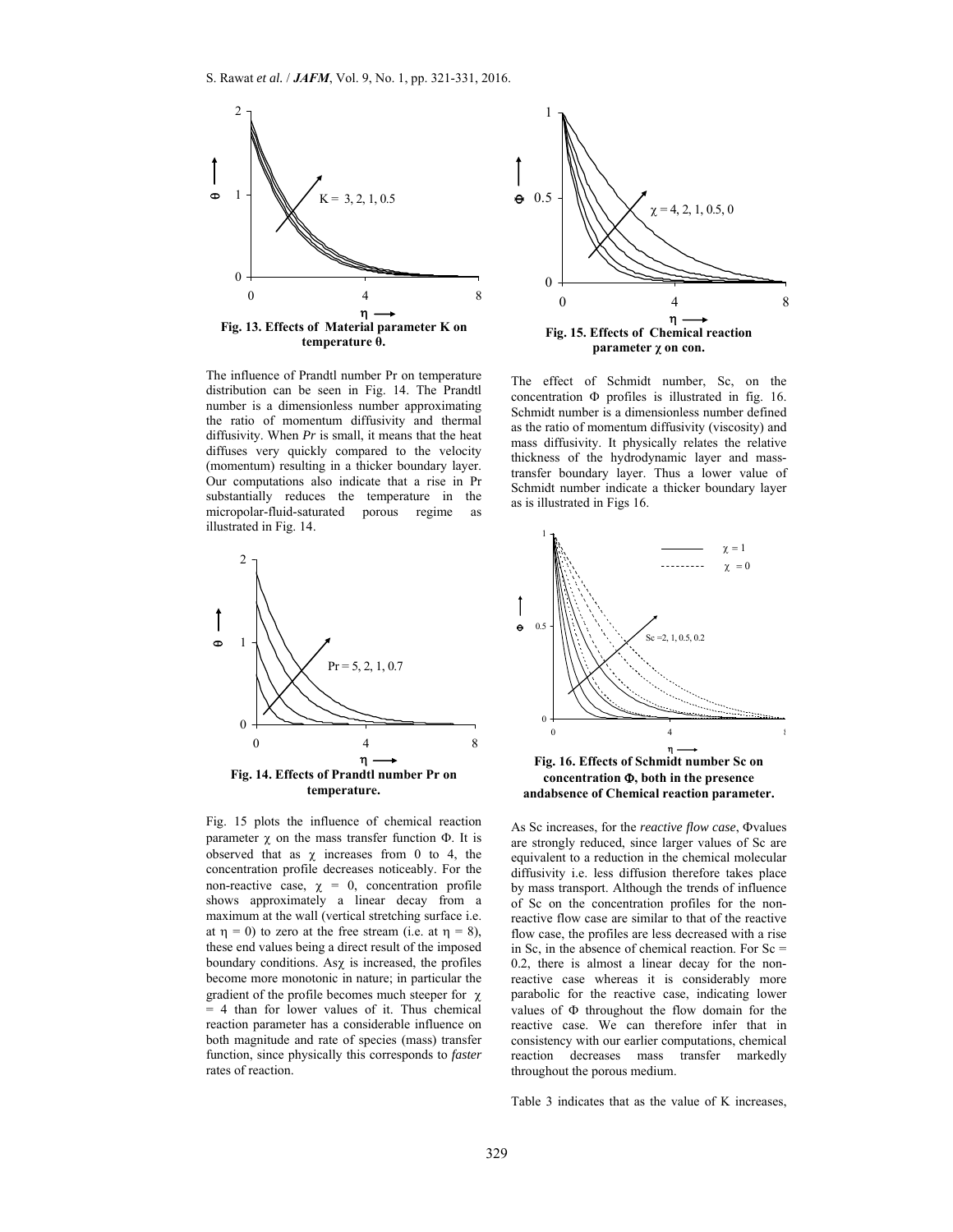Fig. 13. Effects of Material parameter K on temperature θ.

The influence of Prandtl number Pr on temperature distribution can be seen in Fig. 14. The Prandtl number is a dimensionless number approximating the ratio of momentum diffusivity and thermal diffusivity. When *Pr* is small, it means that the heat diffuses very quickly compared to the velocity (momentum) resulting in a thicker boundary layer. Our computations also indicate that a rise in Pr substantially reduces the temperature in the micropolar-fluid-saturated porous regime as illustrated in Fig. 14.

Fig. 14. Effects of Prandtl number Pr on temperature.

Fig. 15 plots the influence of chemical reaction parameter $\chi$ on the mass transfer function $\Phi$. It is observed that as $\chi$ increases from 0 to 4, the concentration profile decreases noticeably. For the non-reactive case, $\chi = 0$, concentration profile shows approximately a linear decay from a maximum at the wall (vertical stretching surface i.e. at $\eta = 0$) to zero at the free stream (i.e. at $\eta = 8$), these end values being a direct result of the imposed boundary conditions. As $\chi$ is increased, the profiles become more monotonic in nature; in particular the gradient of the profile becomes much steeper for $\chi = 4$ than for lower values of it. Thus chemical reaction parameter has a considerable influence on both magnitude and rate of species (mass) transfer function, since physically this corresponds to *faster* rates of reaction.

Fig. 15. Effects of Chemical reaction parameter χ on con.

The effect of Schmidt number, Sc, on the concentration $\Phi$ profiles is illustrated in fig. 16. Schmidt number is a dimensionless number defined as the ratio of momentum diffusivity (viscosity) and mass diffusivity. It physically relates the relative thickness of the hydrodynamic layer and mass-transfer boundary layer. Thus a lower value of Schmidt number indicate a thicker boundary layer as is illustrated in Figs 16.

Fig. 16. Effects of Schmidt number Sc on concentration Φ, both in the presence andabsence of Chemical reaction parameter.

As Sc increases, for the *reactive flow case*, $\Phi$values are strongly reduced, since larger values of Sc are equivalent to a reduction in the chemical molecular diffusivity i.e. less diffusion therefore takes place by mass transport. Although the trends of influence of Sc on the concentration profiles for the non-reactive flow case are similar to that of the reactive flow case, the profiles are less decreased with a rise in Sc, in the absence of chemical reaction. For Sc = 0.2, there is almost a linear decay for the non-reactive case whereas it is considerably more parabolic for the reactive case, indicating lower values of $\Phi$ throughout the flow domain for the reactive case. We can therefore infer that in consistency with our earlier computations, chemical reaction decreases mass transfer markedly throughout the porous medium.

Table 3 indicates that as the value of K increases,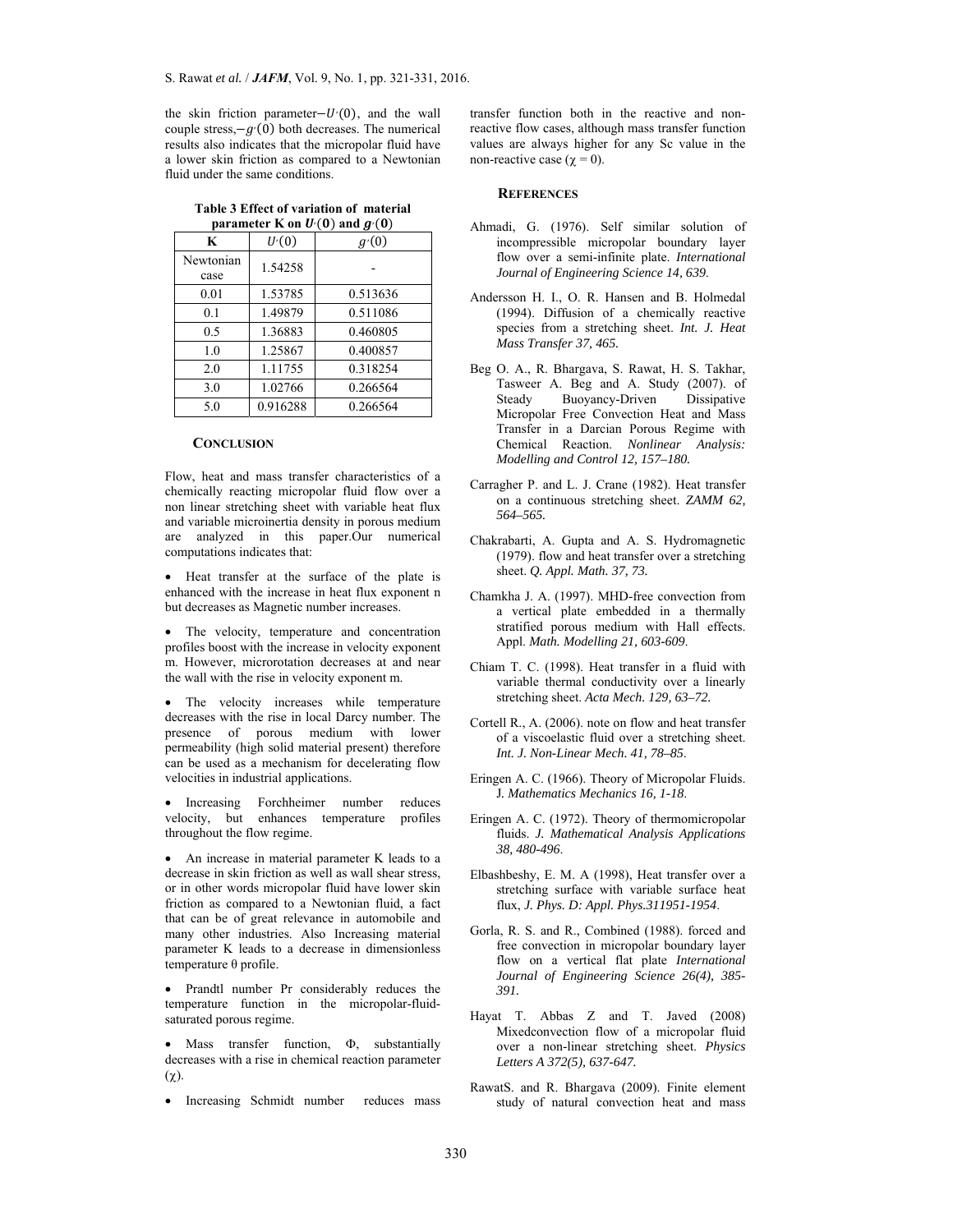the skin friction parameter $-U'(0)$, and the wall couple stress, $-g'(0)$ both decreases. The numerical results also indicates that the micropolar fluid have a lower skin friction as compared to a Newtonian fluid under the same conditions.

**Table 3 Effect of variation of material parameter K on $U'(0)$ and $g'(0)$**

| K | $U'(0)$ | $g'(0)$ |
|---|---|---|
| Newtonian case | 1.54258 | - |
| 0.01 | 1.53785 | 0.513636 |
| 0.1 | 1.49879 | 0.511086 |
| 0.5 | 1.36883 | 0.460805 |
| 1.0 | 1.25867 | 0.400857 |
| 2.0 | 1.11755 | 0.318254 |
| 3.0 | 1.02766 | 0.266564 |
| 5.0 | 0.916288 | 0.266564 |

## CONCLUSION

Flow, heat and mass transfer characteristics of a chemically reacting micropolar fluid flow over a non linear stretching sheet with variable heat flux and variable microinertia density in porous medium are analyzed in this paper.Our numerical computations indicates that:

- Heat transfer at the surface of the plate is enhanced with the increase in heat flux exponent n but decreases as Magnetic number increases.
- The velocity, temperature and concentration profiles boost with the increase in velocity exponent m. However, microrotation decreases at and near the wall with the rise in velocity exponent m.
- The velocity increases while temperature decreases with the rise in local Darcy number. The presence of porous medium with lower permeability (high solid material present) therefore can be used as a mechanism for decelerating flow velocities in industrial applications.
- Increasing Forchheimer number reduces velocity, but enhances temperature profiles throughout the flow regime.
- An increase in material parameter K leads to a decrease in skin friction as well as wall shear stress, or in other words micropolar fluid have lower skin friction as compared to a Newtonian fluid, a fact that can be of great relevance in automobile and many other industries. Also Increasing material parameter K leads to a decrease in dimensionless temperature θ profile.
- Prandtl number Pr considerably reduces the temperature function in the micropolar-fluid-saturated porous regime.
- Mass transfer function, Φ, substantially decreases with a rise in chemical reaction parameter (χ).
- Increasing Schmidt number reduces mass transfer function both in the reactive and non-reactive flow cases, although mass transfer function values are always higher for any Sc value in the non-reactive case ($\chi = 0$).

## REFERENCES

Ahmadi, G. (1976). Self similar solution of incompressible micropolar boundary layer flow over a semi-infinite plate. *International Journal of Engineering Science 14, 639.*

Andersson H. I., O. R. Hansen and B. Holmedal (1994). Diffusion of a chemically reactive species from a stretching sheet. *Int. J. Heat Mass Transfer 37, 465.*

Beg O. A., R. Bhargava, S. Rawat, H. S. Takhar, Tasweer A. Beg and A. Study (2007). of Steady Buoyancy-Driven Dissipative Micropolar Free Convection Heat and Mass Transfer in a Darcian Porous Regime with Chemical Reaction. *Nonlinear Analysis: Modelling and Control 12, 157–180.*

Carragher P. and L. J. Crane (1982). Heat transfer on a continuous stretching sheet. *ZAMM 62, 564–565.*

Chakrabarti, A. Gupta and A. S. Hydromagnetic (1979). flow and heat transfer over a stretching sheet. *Q. Appl. Math. 37, 73.*

Chamkha J. A. (1997). MHD-free convection from a vertical plate embedded in a thermally stratified porous medium with Hall effects. Appl. *Math. Modelling 21, 603-609*.

Chiam T. C. (1998). Heat transfer in a fluid with variable thermal conductivity over a linearly stretching sheet. *Acta Mech. 129, 63–72.*

Cortell R., A. (2006). note on flow and heat transfer of a viscoelastic fluid over a stretching sheet. *Int. J. Non-Linear Mech. 41, 78–85*.

Eringen A. C. (1966). Theory of Micropolar Fluids. J*. Mathematics Mechanics 16, 1-18*.

Eringen A. C. (1972). Theory of thermomicropolar fluids. *J. Mathematical Analysis Applications 38, 480-496*.

Elbashbeshy, E. M. A (1998), Heat transfer over a stretching surface with variable surface heat flux, *J. Phys. D: Appl. Phys.311951-1954*.

Gorla, R. S. and R., Combined (1988). forced and free convection in micropolar boundary layer flow on a vertical flat plate *International Journal of Engineering Science 26(4), 385-391.*

Hayat T. Abbas Z and T. Javed (2008) Mixedconvection flow of a micropolar fluid over a non-linear stretching sheet. *Physics Letters A 372(5), 637-647.*

RawatS. and R. Bhargava (2009). Finite element study of natural convection heat and mass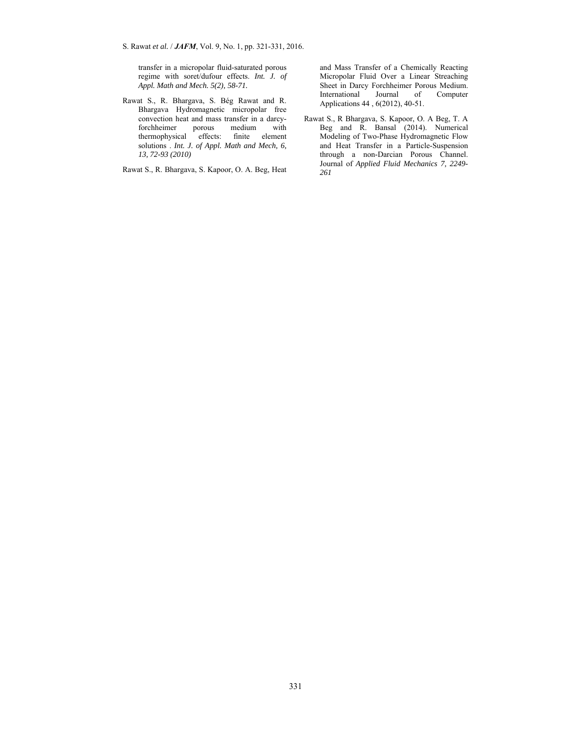transfer in a micropolar fluid-saturated porous regime with soret/dufour effects. *Int. J. of Appl. Math and Mech. 5(2), 58-71.*

Rawat S., R. Bhargava, S. Bég Rawat and R. Bhargava Hydromagnetic micropolar free convection heat and mass transfer in a darcy-forchheimer porous medium with thermophysical effects: finite element solutions . *Int. J. of Appl. Math and Mech, 6, 13, 72-93 (2010)*

Rawat S., R. Bhargava, S. Kapoor, O. A. Beg, Heat and Mass Transfer of a Chemically Reacting Micropolar Fluid Over a Linear Streaching Sheet in Darcy Forchheimer Porous Medium. International Journal of Computer Applications 44 , 6(2012), 40-51.

Rawat S., R Bhargava, S. Kapoor, O. A Beg, T. A Beg and R. Bansal (2014). Numerical Modeling of Two-Phase Hydromagnetic Flow and Heat Transfer in a Particle-Suspension through a non-Darcian Porous Channel. Journal of *Applied Fluid Mechanics 7, 2249-261*